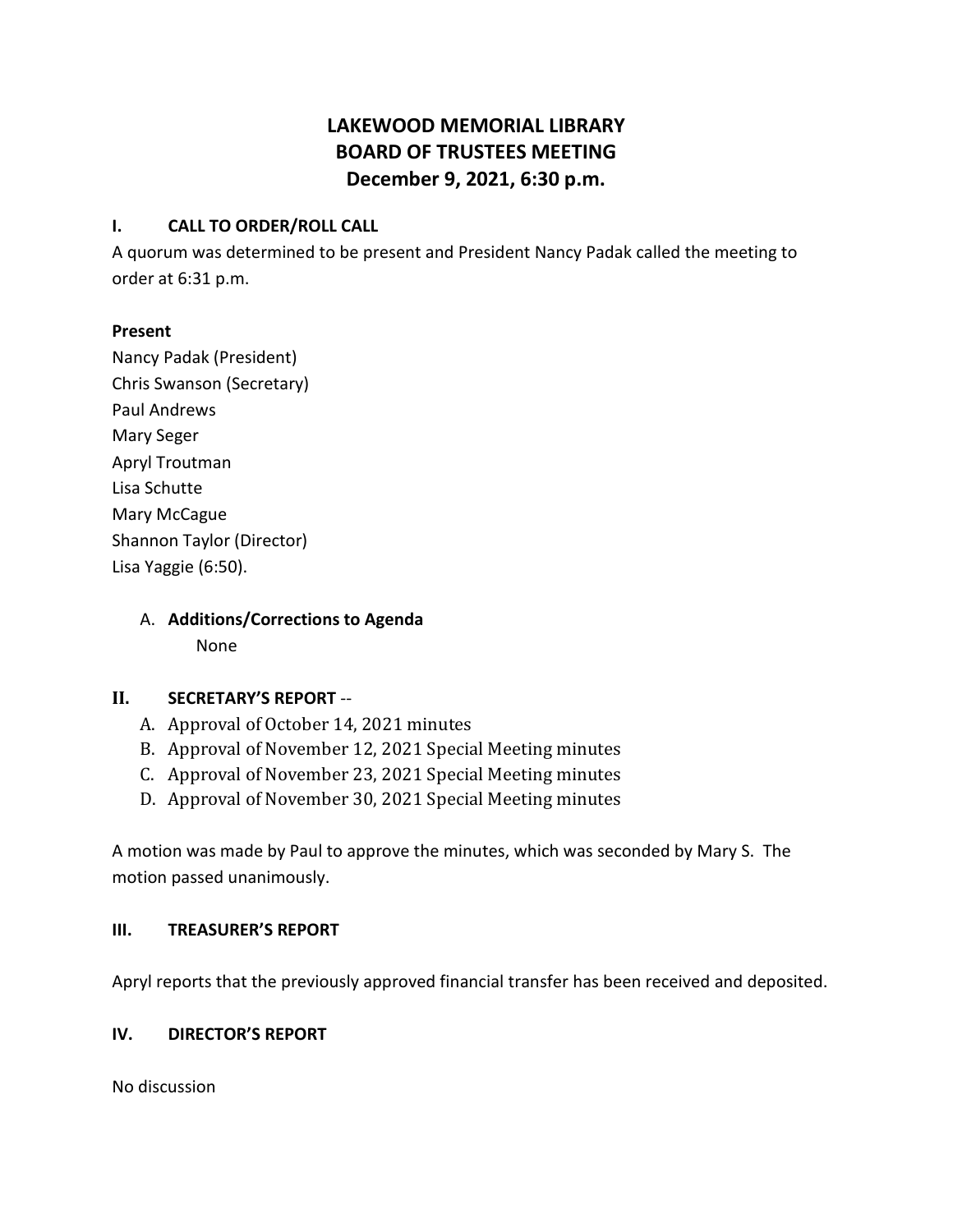# LAKEWOOD MEMORIAL LIBRARY
# BOARD OF TRUSTEES MEETING
# December 9, 2021, 6:30 p.m.

## I. CALL TO ORDER/ROLL CALL

A quorum was determined to be present and President Nancy Padak called the meeting to order at 6:31 p.m.

**Present**

Nancy Padak (President)
Chris Swanson (Secretary)
Paul Andrews
Mary Seger
Apryl Troutman
Lisa Schutte
Mary McCague
Shannon Taylor (Director)
Lisa Yaggie (6:50).

A. **Additions/Corrections to Agenda**

None

## II. SECRETARY'S REPORT --

A. Approval of October 14, 2021 minutes
B. Approval of November 12, 2021 Special Meeting minutes
C. Approval of November 23, 2021 Special Meeting minutes
D. Approval of November 30, 2021 Special Meeting minutes

A motion was made by Paul to approve the minutes, which was seconded by Mary S. The motion passed unanimously.

## III. TREASURER'S REPORT

Apryl reports that the previously approved financial transfer has been received and deposited.

## IV. DIRECTOR'S REPORT

No discussion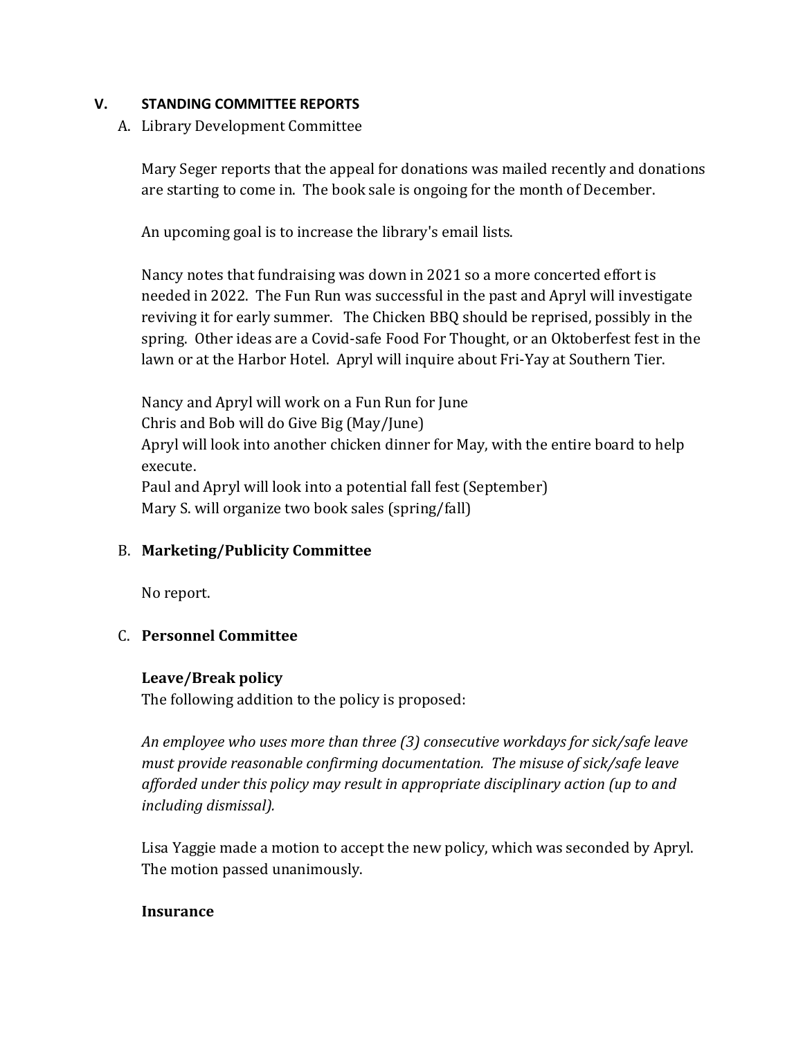## V. STANDING COMMITTEE REPORTS

A. Library Development Committee

Mary Seger reports that the appeal for donations was mailed recently and donations are starting to come in. The book sale is ongoing for the month of December.

An upcoming goal is to increase the library's email lists.

Nancy notes that fundraising was down in 2021 so a more concerted effort is needed in 2022. The Fun Run was successful in the past and Apryl will investigate reviving it for early summer. The Chicken BBQ should be reprised, possibly in the spring. Other ideas are a Covid-safe Food For Thought, or an Oktoberfest fest in the lawn or at the Harbor Hotel. Apryl will inquire about Fri-Yay at Southern Tier.

Nancy and Apryl will work on a Fun Run for June
Chris and Bob will do Give Big (May/June)
Apryl will look into another chicken dinner for May, with the entire board to help execute.
Paul and Apryl will look into a potential fall fest (September)
Mary S. will organize two book sales (spring/fall)

B. **Marketing/Publicity Committee**

No report.

C. **Personnel Committee**

**Leave/Break policy**

The following addition to the policy is proposed:

*An employee who uses more than three (3) consecutive workdays for sick/safe leave must provide reasonable confirming documentation. The misuse of sick/safe leave afforded under this policy may result in appropriate disciplinary action (up to and including dismissal).*

Lisa Yaggie made a motion to accept the new policy, which was seconded by Apryl. The motion passed unanimously.

**Insurance**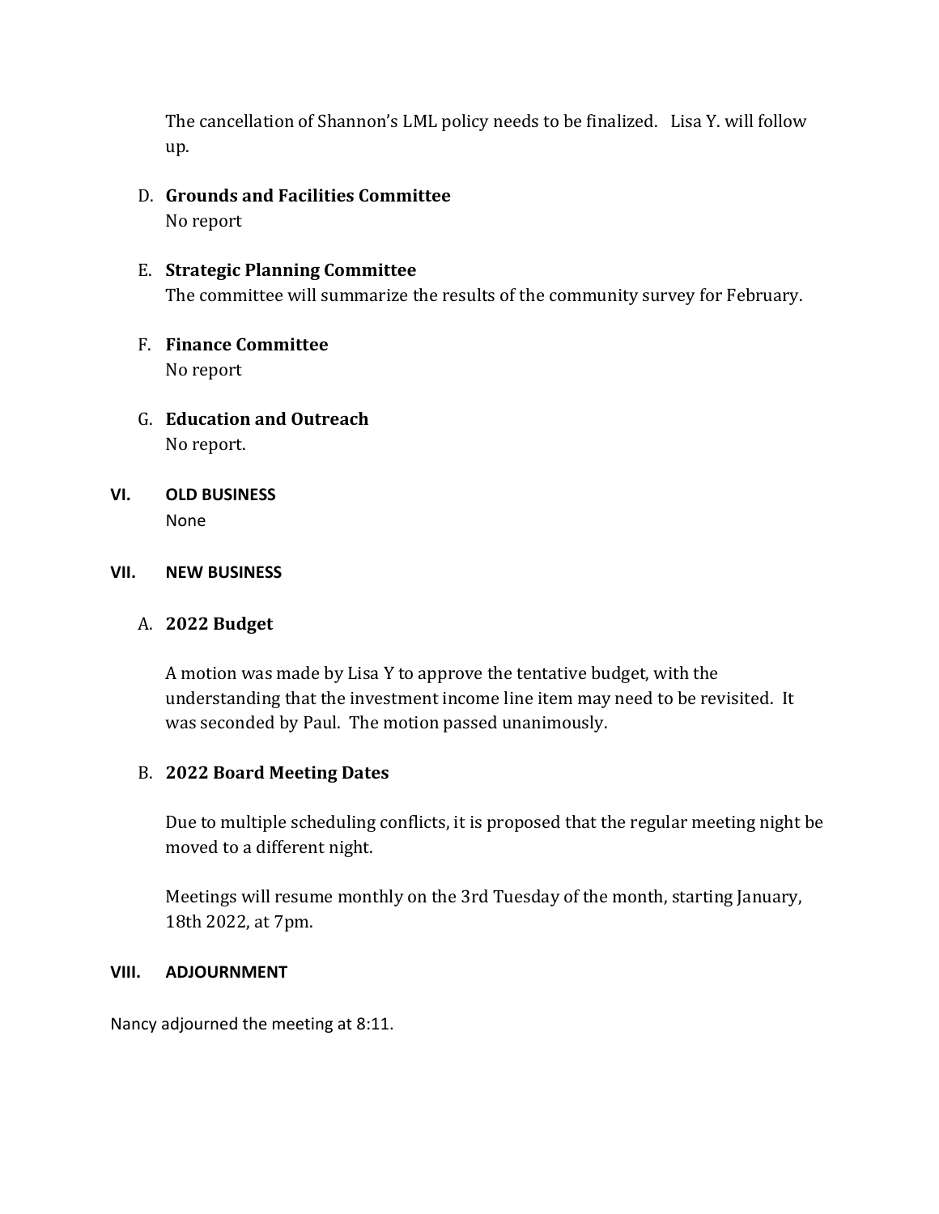The cancellation of Shannon's LML policy needs to be finalized. Lisa Y. will follow up.

D. **Grounds and Facilities Committee**
No report

E. **Strategic Planning Committee**
The committee will summarize the results of the community survey for February.

F. **Finance Committee**
No report

G. **Education and Outreach**
No report.

**VI. OLD BUSINESS**

None

**VII. NEW BUSINESS**

A. **2022 Budget**

A motion was made by Lisa Y to approve the tentative budget, with the understanding that the investment income line item may need to be revisited. It was seconded by Paul. The motion passed unanimously.

B. **2022 Board Meeting Dates**

Due to multiple scheduling conflicts, it is proposed that the regular meeting night be moved to a different night.

Meetings will resume monthly on the 3rd Tuesday of the month, starting January, 18th 2022, at 7pm.

**VIII. ADJOURNMENT**

Nancy adjourned the meeting at 8:11.